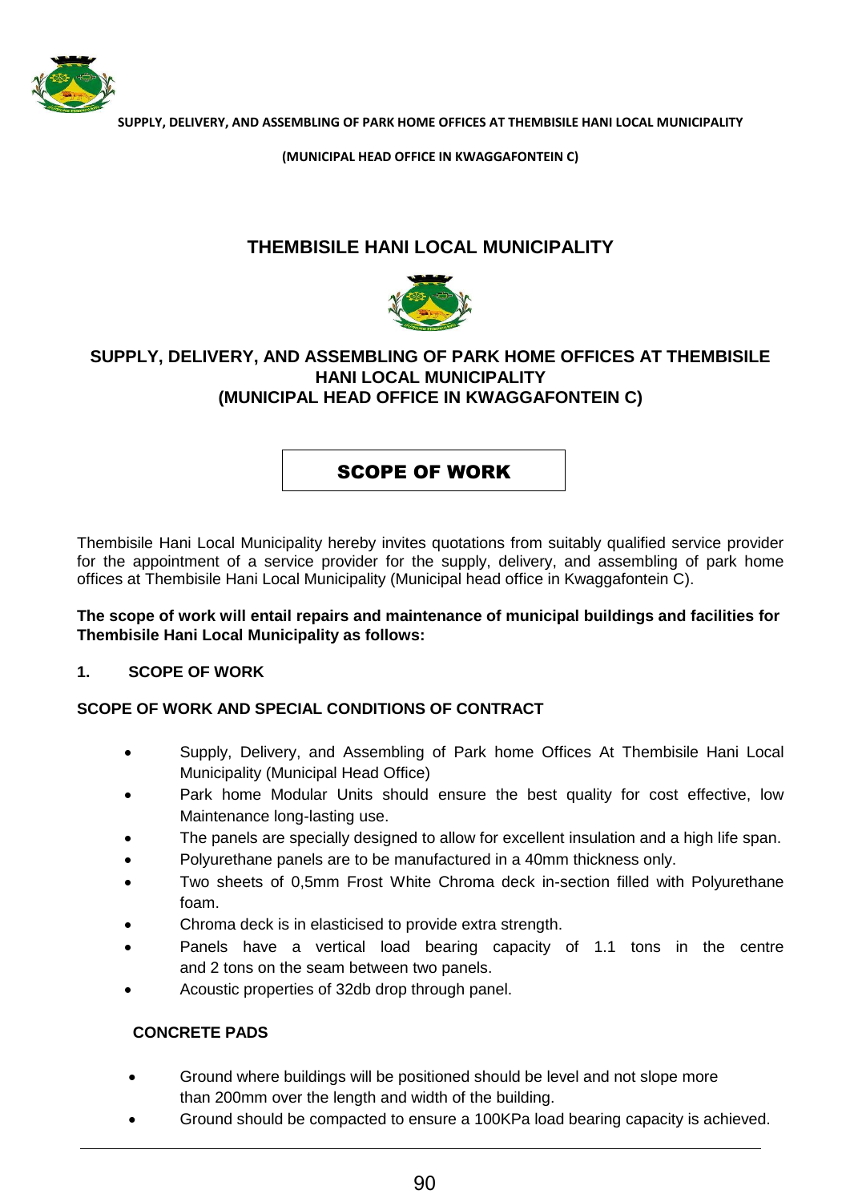SUPPLY, DELIVERY, AND ASSEMBLING OF PARK HOME OFFICES AT THEMBISILE HANI LOCAL MUNICIPALITY

(MUNICIPAL HEAD OFFICE IN KWAGGAFONTEIN C)

# THEMBISILE HANI LOCAL MUNICIPALITY

## SUPPLY, DELIVERY, AND ASSEMBLING OF PARK HOME OFFICES AT THEMBISILE HANI LOCAL MUNICIPALITY (MUNICIPAL HEAD OFFICE IN KWAGGAFONTEIN C)

## SCOPE OF WORK

Thembisile Hani Local Municipality hereby invites quotations from suitably qualified service provider for the appointment of a service provider for the supply, delivery, and assembling of park home offices at Thembisile Hani Local Municipality (Municipal head office in Kwaggafontein C).

**The scope of work will entail repairs and maintenance of municipal buildings and facilities for Thembisile Hani Local Municipality as follows:**

### 1. SCOPE OF WORK

**SCOPE OF WORK AND SPECIAL CONDITIONS OF CONTRACT**

- Supply, Delivery, and Assembling of Park home Offices At Thembisile Hani Local Municipality (Municipal Head Office)
- Park home Modular Units should ensure the best quality for cost effective, low Maintenance long-lasting use.
- The panels are specially designed to allow for excellent insulation and a high life span.
- Polyurethane panels are to be manufactured in a 40mm thickness only.
- Two sheets of 0,5mm Frost White Chroma deck in-section filled with Polyurethane foam.
- Chroma deck is in elasticised to provide extra strength.
- Panels have a vertical load bearing capacity of 1.1 tons in the centre and 2 tons on the seam between two panels.
- Acoustic properties of 32db drop through panel.

**CONCRETE PADS**

- Ground where buildings will be positioned should be level and not slope more than 200mm over the length and width of the building.
- Ground should be compacted to ensure a 100KPa load bearing capacity is achieved.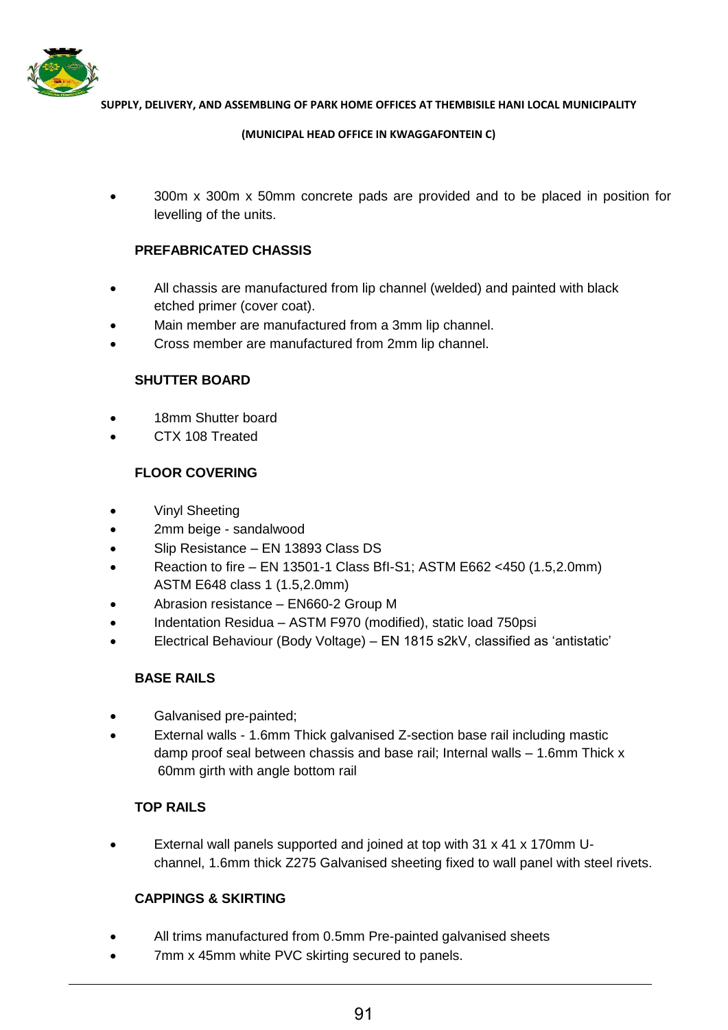- 300m x 300m x 50mm concrete pads are provided and to be placed in position for levelling of the units.

**PREFABRICATED CHASSIS**

- All chassis are manufactured from lip channel (welded) and painted with black etched primer (cover coat).
- Main member are manufactured from a 3mm lip channel.
- Cross member are manufactured from 2mm lip channel.

**SHUTTER BOARD**

- 18mm Shutter board
- CTX 108 Treated

**FLOOR COVERING**

- Vinyl Sheeting
- 2mm beige - sandalwood
- Slip Resistance – EN 13893 Class DS
- Reaction to fire – EN 13501-1 Class BfI-S1; ASTM E662 <450 (1.5,2.0mm) ASTM E648 class 1 (1.5,2.0mm)
- Abrasion resistance – EN660-2 Group M
- Indentation Residua – ASTM F970 (modified), static load 750psi
- Electrical Behaviour (Body Voltage) – EN 1815 s2kV, classified as 'antistatic'

**BASE RAILS**

- Galvanised pre-painted;
- External walls - 1.6mm Thick galvanised Z-section base rail including mastic damp proof seal between chassis and base rail; Internal walls – 1.6mm Thick x 60mm girth with angle bottom rail

**TOP RAILS**

- External wall panels supported and joined at top with 31 x 41 x 170mm U-channel, 1.6mm thick Z275 Galvanised sheeting fixed to wall panel with steel rivets.

**CAPPINGS & SKIRTING**

- All trims manufactured from 0.5mm Pre-painted galvanised sheets
- 7mm x 45mm white PVC skirting secured to panels.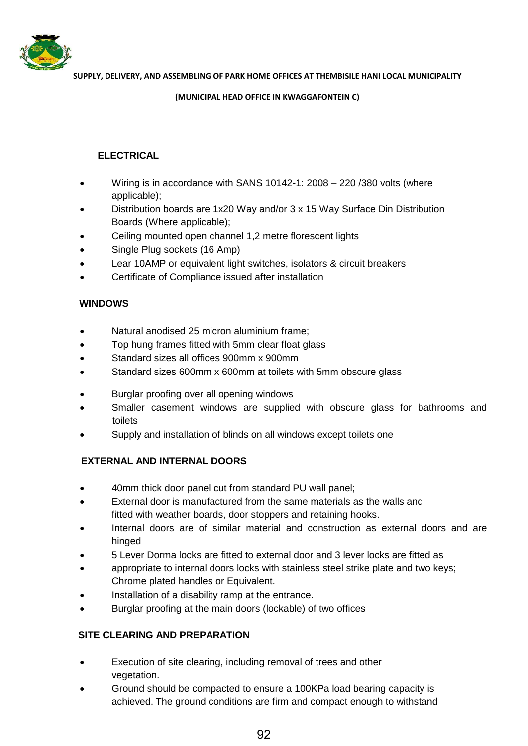**SUPPLY, DELIVERY, AND ASSEMBLING OF PARK HOME OFFICES AT THEMBISILE HANI LOCAL MUNICIPALITY**

**(MUNICIPAL HEAD OFFICE IN KWAGGAFONTEIN C)**

## ELECTRICAL

- Wiring is in accordance with SANS 10142-1: 2008 – 220 /380 volts (where applicable);
- Distribution boards are 1x20 Way and/or 3 x 15 Way Surface Din Distribution Boards (Where applicable);
- Ceiling mounted open channel 1,2 metre florescent lights
- Single Plug sockets (16 Amp)
- Lear 10AMP or equivalent light switches, isolators & circuit breakers
- Certificate of Compliance issued after installation

## WINDOWS

- Natural anodised 25 micron aluminium frame;
- Top hung frames fitted with 5mm clear float glass
- Standard sizes all offices 900mm x 900mm
- Standard sizes 600mm x 600mm at toilets with 5mm obscure glass
- Burglar proofing over all opening windows
- Smaller casement windows are supplied with obscure glass for bathrooms and toilets
- Supply and installation of blinds on all windows except toilets one

## EXTERNAL AND INTERNAL DOORS

- 40mm thick door panel cut from standard PU wall panel;
- External door is manufactured from the same materials as the walls and fitted with weather boards, door stoppers and retaining hooks.
- Internal doors are of similar material and construction as external doors and are hinged
- 5 Lever Dorma locks are fitted to external door and 3 lever locks are fitted as
- appropriate to internal doors locks with stainless steel strike plate and two keys; Chrome plated handles or Equivalent.
- Installation of a disability ramp at the entrance.
- Burglar proofing at the main doors (lockable) of two offices

## SITE CLEARING AND PREPARATION

- Execution of site clearing, including removal of trees and other vegetation.
- Ground should be compacted to ensure a 100KPa load bearing capacity is achieved. The ground conditions are firm and compact enough to withstand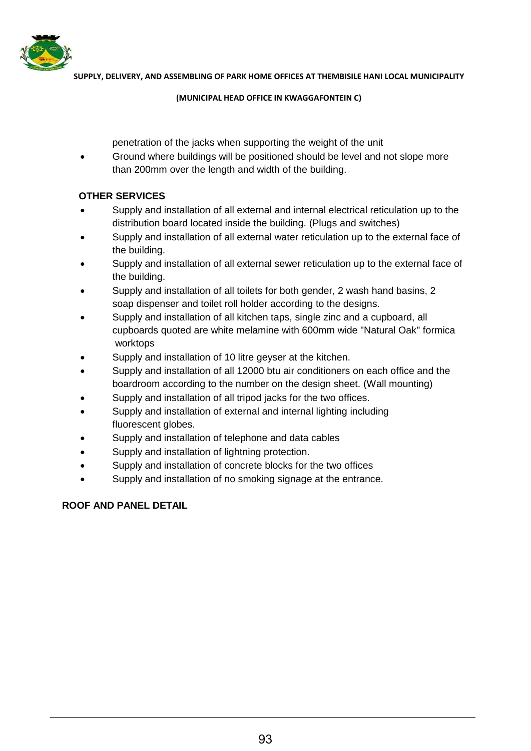penetration of the jacks when supporting the weight of the unit

- Ground where buildings will be positioned should be level and not slope more than 200mm over the length and width of the building.

**OTHER SERVICES**

- Supply and installation of all external and internal electrical reticulation up to the distribution board located inside the building. (Plugs and switches)
- Supply and installation of all external water reticulation up to the external face of the building.
- Supply and installation of all external sewer reticulation up to the external face of the building.
- Supply and installation of all toilets for both gender, 2 wash hand basins, 2 soap dispenser and toilet roll holder according to the designs.
- Supply and installation of all kitchen taps, single zinc and a cupboard, all cupboards quoted are white melamine with 600mm wide "Natural Oak" formica worktops
- Supply and installation of 10 litre geyser at the kitchen.
- Supply and installation of all 12000 btu air conditioners on each office and the boardroom according to the number on the design sheet. (Wall mounting)
- Supply and installation of all tripod jacks for the two offices.
- Supply and installation of external and internal lighting including fluorescent globes.
- Supply and installation of telephone and data cables
- Supply and installation of lightning protection.
- Supply and installation of concrete blocks for the two offices
- Supply and installation of no smoking signage at the entrance.

**ROOF AND PANEL DETAIL**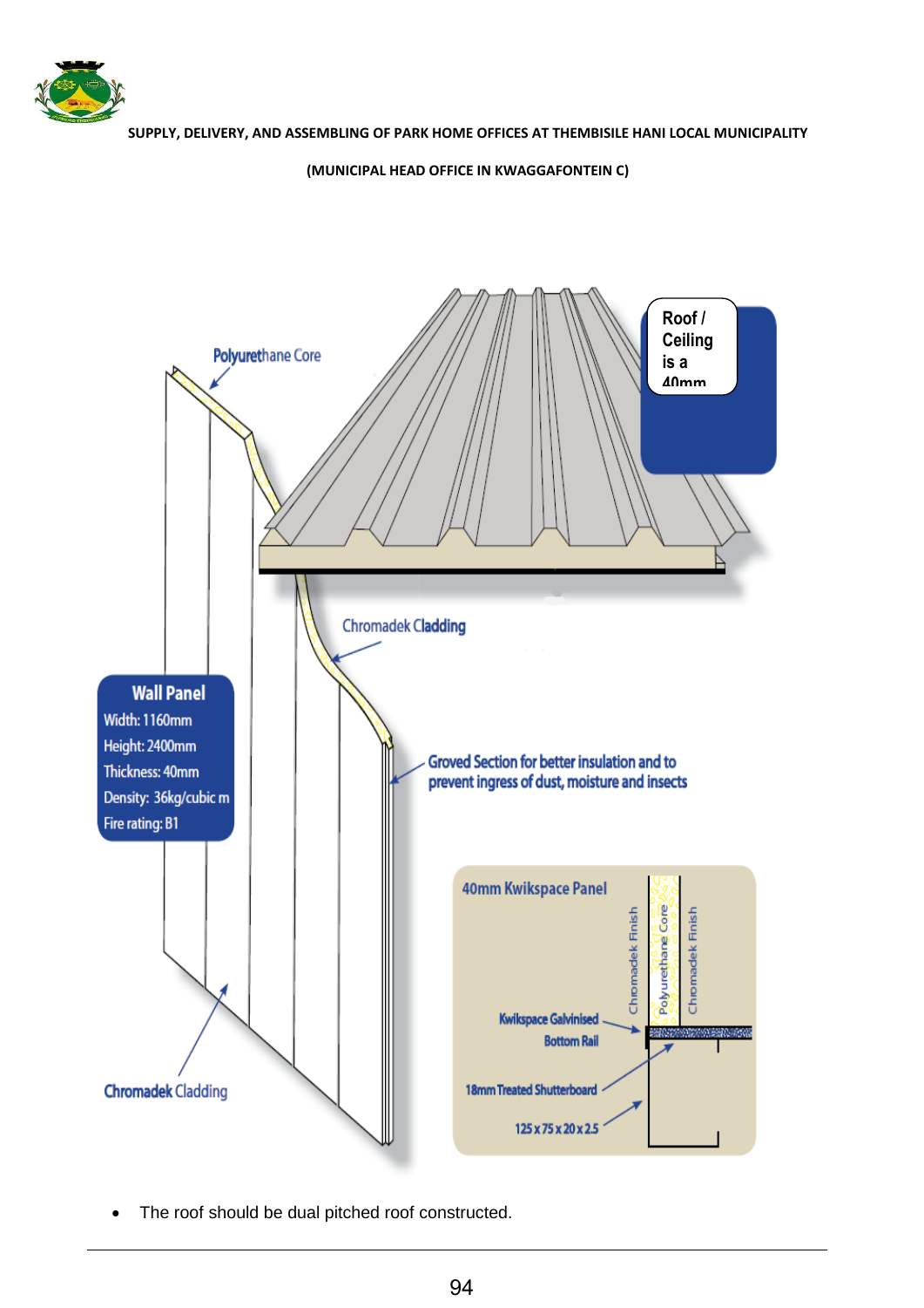Polyurethane Core

Roof / Ceiling is a 40mm

Chromadek Cladding

**Wall Panel**
Width: 1160mm
Height: 2400mm
Thickness: 40mm
Density: 36kg/cubic m
Fire rating: B1

Groved Section for better insulation and to prevent ingress of dust, moisture and insects

40mm Kwikspace Panel

Chromadek Finish | Polyurethane Core | Chromadek Finish

Kwikspace Galvinised Bottom Rail

18mm Treated Shutterboard

125 x 75 x 20 x 2.5

Chromadek Cladding

- The roof should be dual pitched roof constructed.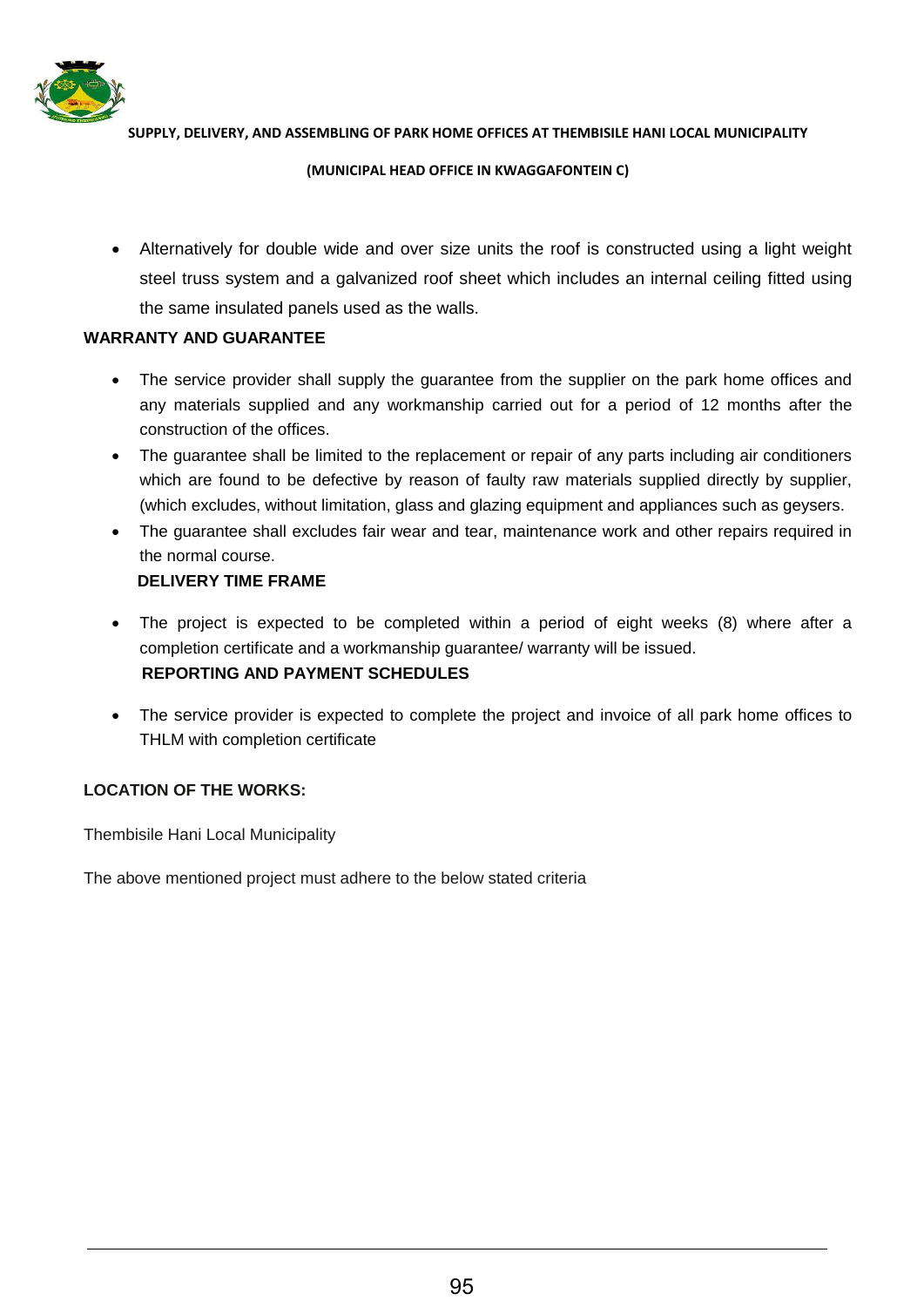- Alternatively for double wide and over size units the roof is constructed using a light weight steel truss system and a galvanized roof sheet which includes an internal ceiling fitted using the same insulated panels used as the walls.

**WARRANTY AND GUARANTEE**

- The service provider shall supply the guarantee from the supplier on the park home offices and any materials supplied and any workmanship carried out for a period of 12 months after the construction of the offices.
- The guarantee shall be limited to the replacement or repair of any parts including air conditioners which are found to be defective by reason of faulty raw materials supplied directly by supplier, (which excludes, without limitation, glass and glazing equipment and appliances such as geysers.
- The guarantee shall excludes fair wear and tear, maintenance work and other repairs required in the normal course.

**DELIVERY TIME FRAME**

- The project is expected to be completed within a period of eight weeks (8) where after a completion certificate and a workmanship guarantee/ warranty will be issued.

**REPORTING AND PAYMENT SCHEDULES**

- The service provider is expected to complete the project and invoice of all park home offices to THLM with completion certificate

**LOCATION OF THE WORKS:**

Thembisile Hani Local Municipality

The above mentioned project must adhere to the below stated criteria